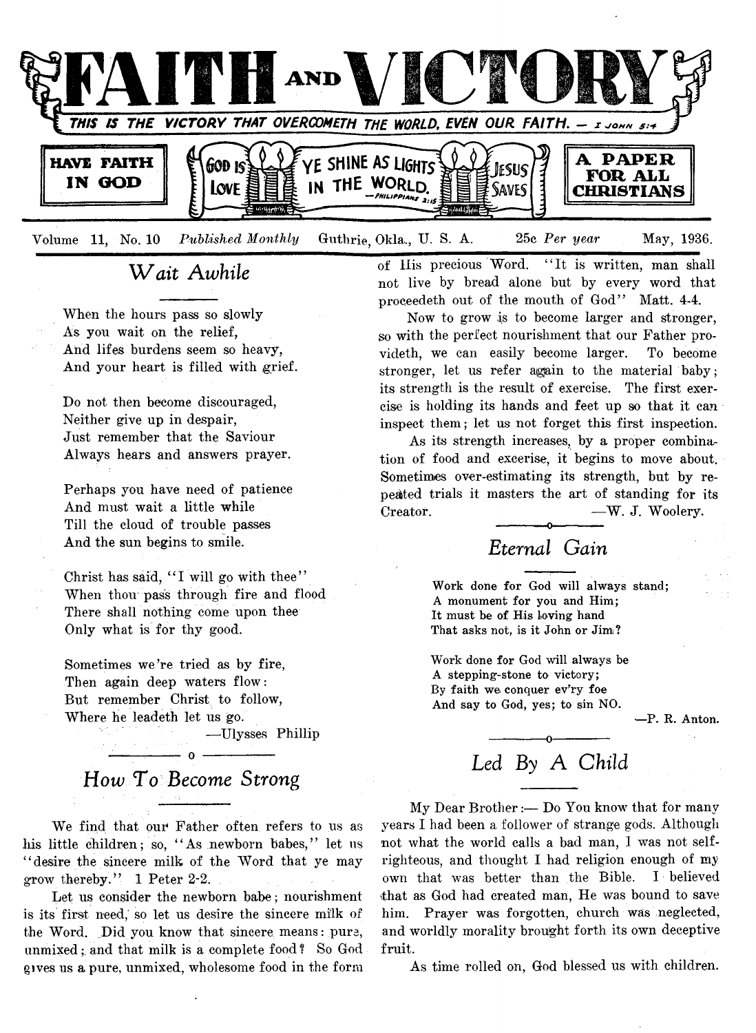# FAITH AND VICTORY

*THIS IS THE VICTORY THAT OVERCOMETH THE WORLD, EVEN OUR FAITH. — I JOHN 5:4*

**HAVE FAITH IN GOD** | GOD IS LOVE | YE SHINE AS LIGHTS IN THE WORLD. —PHILIPPIANS 2:15 | JESUS SAVES | **A PAPER FOR ALL CHRISTIANS**

Volume 11, No. 10 *Published Monthly* Guthrie, Okla., U. S. A. 25c *Per year* May, 1936.

## *Wait Awhile*

When the hours pass so slowly
As you wait on the relief,
And lifes burdens seem so heavy,
And your heart is filled with grief.

Do not then become discouraged,
Neither give up in despair,
Just remember that the Saviour
Always hears and answers prayer.

Perhaps you have need of patience
And must wait a little while
Till the cloud of trouble passes
And the sun begins to smile.

Christ has said, "I will go with thee"
When thou pass through fire and flood
There shall nothing come upon thee
Only what is for thy good.

Sometimes we're tried as by fire,
Then again deep waters flow:
But remember Christ to follow,
Where he leadeth let us go.

—Ulysses Phillip

## *How To Become Strong*

We find that our Father often refers to us as his little children; so, "As newborn babes," let us "desire the sincere milk of the Word that ye may grow thereby." 1 Peter 2-2.

Let us consider the newborn babe; nourishment is its first need, so let us desire the sincere milk of the Word. Did you know that sincere means: pure, unmixed; and that milk is a complete food? So God gives us a pure, unmixed, wholesome food in the form of His precious Word. "It is written, man shall not live by bread alone but by every word that proceedeth out of the mouth of God" Matt. 4-4.

Now to grow is to become larger and stronger, so with the perfect nourishment that our Father provideth, we can easily become larger. To become stronger, let us refer again to the material baby; its strength is the result of exercise. The first exercise is holding its hands and feet up so that it can inspect them; let us not forget this first inspection.

As its strength increases, by a proper combination of food and excerise, it begins to move about. Sometimes over-estimating its strength, but by repeated trials it masters the art of standing for its Creator.

—W. J. Woolery.

## *Eternal Gain*

Work done for God will always stand;
A monument for you and Him;
It must be of His loving hand
That asks not, is it John or Jim?

Work done for God will always be
A stepping-stone to victory;
By faith we conquer ev'ry foe
And say to God, yes; to sin NO.

—P. R. Anton.

## *Led By A Child*

My Dear Brother:— Do You know that for many years I had been a follower of strange gods. Although not what the world calls a bad man, I was not self-righteous, and thought I had religion enough of my own that was better than the Bible. I believed that as God had created man, He was bound to save him. Prayer was forgotten, church was neglected, and worldly morality brought forth its own deceptive fruit.

As time rolled on, God blessed us with children.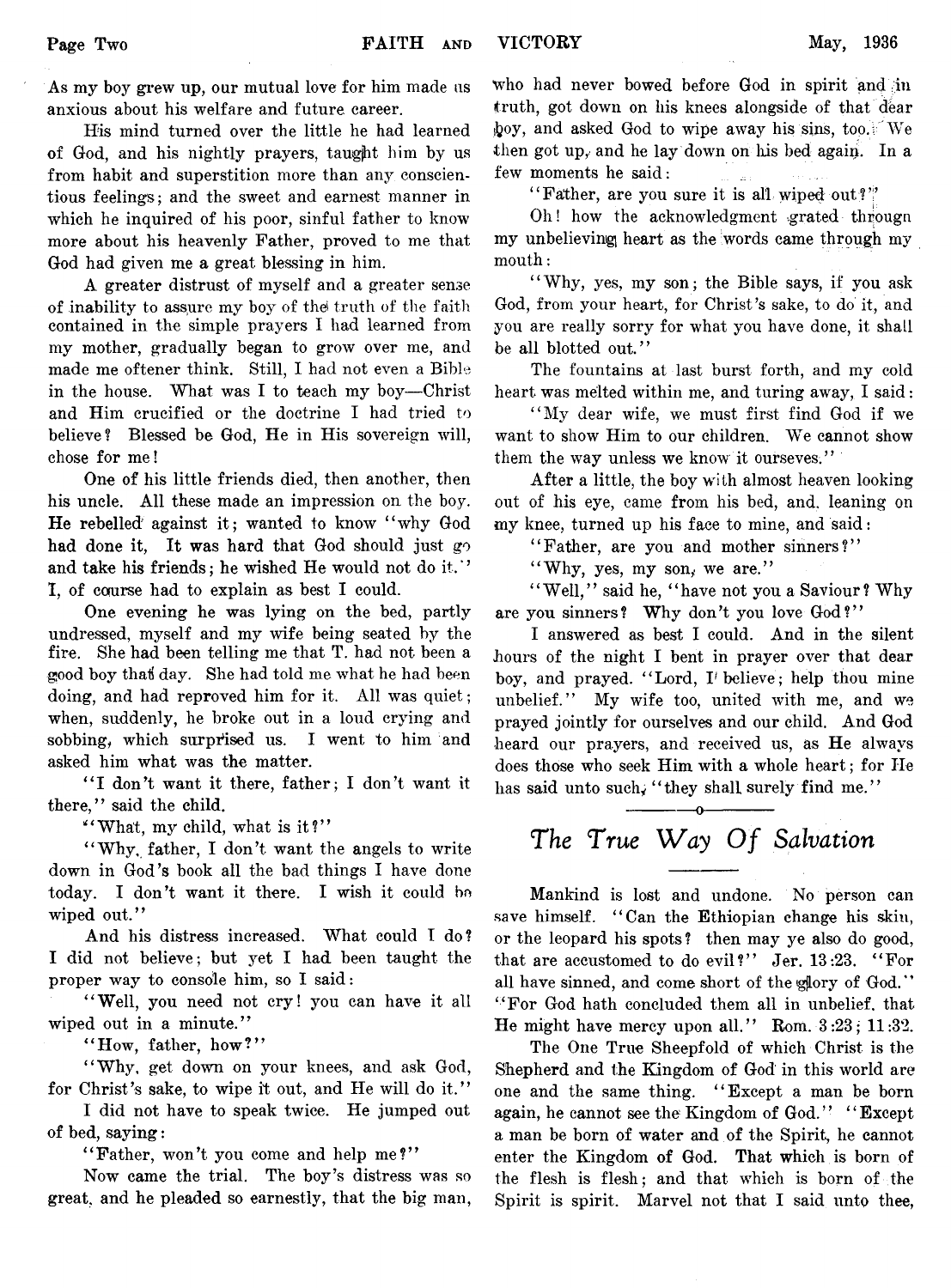As my boy grew up, our mutual love for him made us anxious about his welfare and future career.

His mind turned over the little he had learned of God, and his nightly prayers, taught him by us from habit and superstition more than any conscientious feelings; and the sweet and earnest manner in which he inquired of his poor, sinful father to know more about his heavenly Father, proved to me that God had given me a great blessing in him.

A greater distrust of myself and a greater sense of inability to assure my boy of the truth of the faith contained in the simple prayers I had learned from my mother, gradually began to grow over me, and made me oftener think. Still, I had not even a Bible in the house. What was I to teach my boy—Christ and Him crucified or the doctrine I had tried to believe? Blessed be God, He in His sovereign will, chose for me!

One of his little friends died, then another, then his uncle. All these made an impression on the boy. He rebelled against it; wanted to know "why God had done it, It was hard that God should just go and take his friends; he wished He would not do it." I, of course had to explain as best I could.

One evening he was lying on the bed, partly undressed, myself and my wife being seated by the fire. She had been telling me that T. had not been a good boy that day. She had told me what he had been doing, and had reproved him for it. All was quiet; when, suddenly, he broke out in a loud crying and sobbing, which surprised us. I went to him and asked him what was the matter.

"I don't want it there, father; I don't want it there," said the child.

"What, my child, what is it?"

"Why, father, I don't want the angels to write down in God's book all the bad things I have done today. I don't want it there. I wish it could be wiped out."

And his distress increased. What could I do? I did not believe; but yet I had been taught the proper way to console him, so I said:

"Well, you need not cry! you can have it all wiped out in a minute."

"How, father, how?"

"Why, get down on your knees, and ask God, for Christ's sake, to wipe it out, and He will do it."

I did not have to speak twice. He jumped out of bed, saying:

"Father, won't you come and help me?"

Now came the trial. The boy's distress was so great, and he pleaded so earnestly, that the big man, who had never bowed before God in spirit and in truth, got down on his knees alongside of that dear boy, and asked God to wipe away his sins, too. We then got up, and he lay down on his bed again. In a few moments he said:

"Father, are you sure it is all wiped out?"

Oh! how the acknowledgment grated througn my unbelieving heart as the words came through my mouth:

"Why, yes, my son; the Bible says, if you ask God, from your heart, for Christ's sake, to do it, and you are really sorry for what you have done, it shall be all blotted out."

The fountains at last burst forth, and my cold heart was melted within me, and turing away, I said:

"My dear wife, we must first find God if we want to show Him to our children. We cannot show them the way unless we know it ourseves."

After a little, the boy with almost heaven looking out of his eye, came from his bed, and, leaning on my knee, turned up his face to mine, and said:

"Father, are you and mother sinners?"

"Why, yes, my son, we are."

"Well," said he, "have not you a Saviour? Why are you sinners? Why don't you love God?"

I answered as best I could. And in the silent hours of the night I bent in prayer over that dear boy, and prayed. "Lord, I believe; help thou mine unbelief." My wife too, united with me, and we prayed jointly for ourselves and our child. And God heard our prayers, and received us, as He always does those who seek Him with a whole heart; for He has said unto such, "they shall surely find me."

---

## *The True Way Of Salvation*

Mankind is lost and undone. No person can save himself. "Can the Ethiopian change his skin, or the leopard his spots? then may ye also do good, that are accustomed to do evil?" Jer. 13:23. "For all have sinned, and come short of the glory of God." "For God hath concluded them all in unbelief, that He might have mercy upon all." Rom. 3:23; 11:32.

The One True Sheepfold of which Christ is the Shepherd and the Kingdom of God in this world are one and the same thing. "Except a man be born again, he cannot see the Kingdom of God." "Except a man be born of water and of the Spirit, he cannot enter the Kingdom of God. That which is born of the flesh is flesh; and that which is born of the Spirit is spirit. Marvel not that I said unto thee,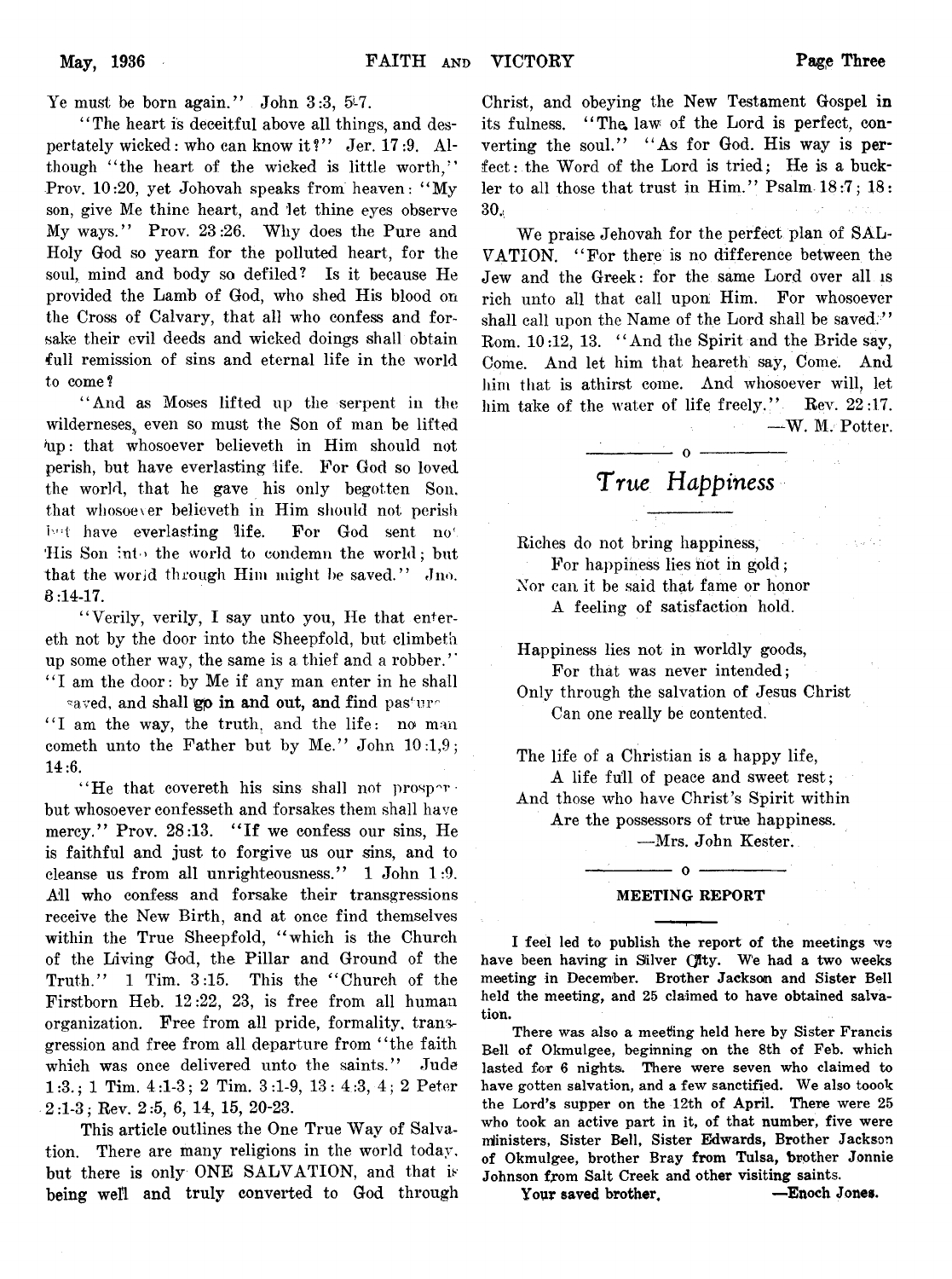Ye must be born again." John 3:3, 5-7.

"The heart is deceitful above all things, and despertately wicked: who can know it?" Jer. 17:9. Although "the heart of the wicked is little worth," Prov. 10:20, yet Johovah speaks from heaven: "My son, give Me thine heart, and let thine eyes observe My ways." Prov. 23:26. Why does the Pure and Holy God so yearn for the polluted heart, for the soul, mind and body so defiled? Is it because He provided the Lamb of God, who shed His blood on the Cross of Calvary, that all who confess and forsake their evil deeds and wicked doings shall obtain full remission of sins and eternal life in the world to come?

"And as Moses lifted up the serpent in the wildernesses, even so must the Son of man be lifted up: that whosoever believeth in Him should not perish, but have everlasting life. For God so loved the world, that he gave his only begotten Son, that whosoever believeth in Him should not perish but have everlasting life. For God sent not His Son into the world to condemn the world; but that the world through Him might be saved." Jno. 3:14-17.

"Verily, verily, I say unto you, He that entereth not by the door into the Sheepfold, but climbeth up some other way, the same is a thief and a robber." "I am the door: by Me if any man enter in he shall be saved, and shall go in and out, and find pasture." "I am the way, the truth, and the life: no man cometh unto the Father but by Me." John 10:1,9; 14:6.

"He that covereth his sins shall not prosper: but whosoever confesseth and forsakes them shall have mercy." Prov. 28:13. "If we confess our sins, He is faithful and just to forgive us our sins, and to cleanse us from all unrighteousness." 1 John 1:9. All who confess and forsake their transgressions receive the New Birth, and at once find themselves within the True Sheepfold, "which is the Church of the Living God, the Pillar and Ground of the Truth." 1 Tim. 3:15. This the "Church of the Firstborn Heb. 12:22, 23, is free from all human organization. Free from all pride, formality, transgression and free from all departure from "the faith which was once delivered unto the saints." Jude 1:3.; 1 Tim. 4:1-3; 2 Tim. 3:1-9, 13: 4:3, 4; 2 Peter 2:1-3; Rev. 2:5, 6, 14, 15, 20-23.

This article outlines the One True Way of Salvation. There are many religions in the world today, but there is only ONE SALVATION, and that is being well and truly converted to God through Christ, and obeying the New Testament Gospel in its fulness. "The law of the Lord is perfect, converting the soul." "As for God. His way is perfect: the Word of the Lord is tried; He is a buckler to all those that trust in Him." Psalm 18:7; 18:30.

We praise Jehovah for the perfect plan of SALVATION. "For there is no difference between the Jew and the Greek: for the same Lord over all is rich unto all that call upon Him. For whosoever shall call upon the Name of the Lord shall be saved." Rom. 10:12, 13. "And the Spirit and the Bride say, Come. And let him that heareth say, Come. And him that is athirst come. And whosoever will, let him take of the water of life freely." Rev. 22:17.

—W. M. Potter.

## *True Happiness*

Riches do not bring happiness,
For happiness lies not in gold;
Nor can it be said that fame or honor
A feeling of satisfaction hold.

Happiness lies not in worldly goods,
For that was never intended;
Only through the salvation of Jesus Christ
Can one really be contented.

The life of a Christian is a happy life,
A life full of peace and sweet rest;
And those who have Christ's Spirit within
Are the possessors of true happiness.

—Mrs. John Kester.

### MEETING REPORT

I feel led to publish the report of the meetings we have been having in Silver City. We had a two weeks meeting in December. Brother Jackson and Sister Bell held the meeting, and 25 claimed to have obtained salvation.

There was also a meeting held here by Sister Francis Bell of Okmulgee, beginning on the 8th of Feb. which lasted for 6 nights. There were seven who claimed to have gotten salvation, and a few sanctified. We also toook the Lord's supper on the 12th of April. There were 25 who took an active part in it, of that number, five were ministers, Sister Bell, Sister Edwards, Brother Jackson of Okmulgee, brother Bray from Tulsa, brother Jonnie Johnson from Salt Creek and other visiting saints.

Your saved brother. —Enoch Jones.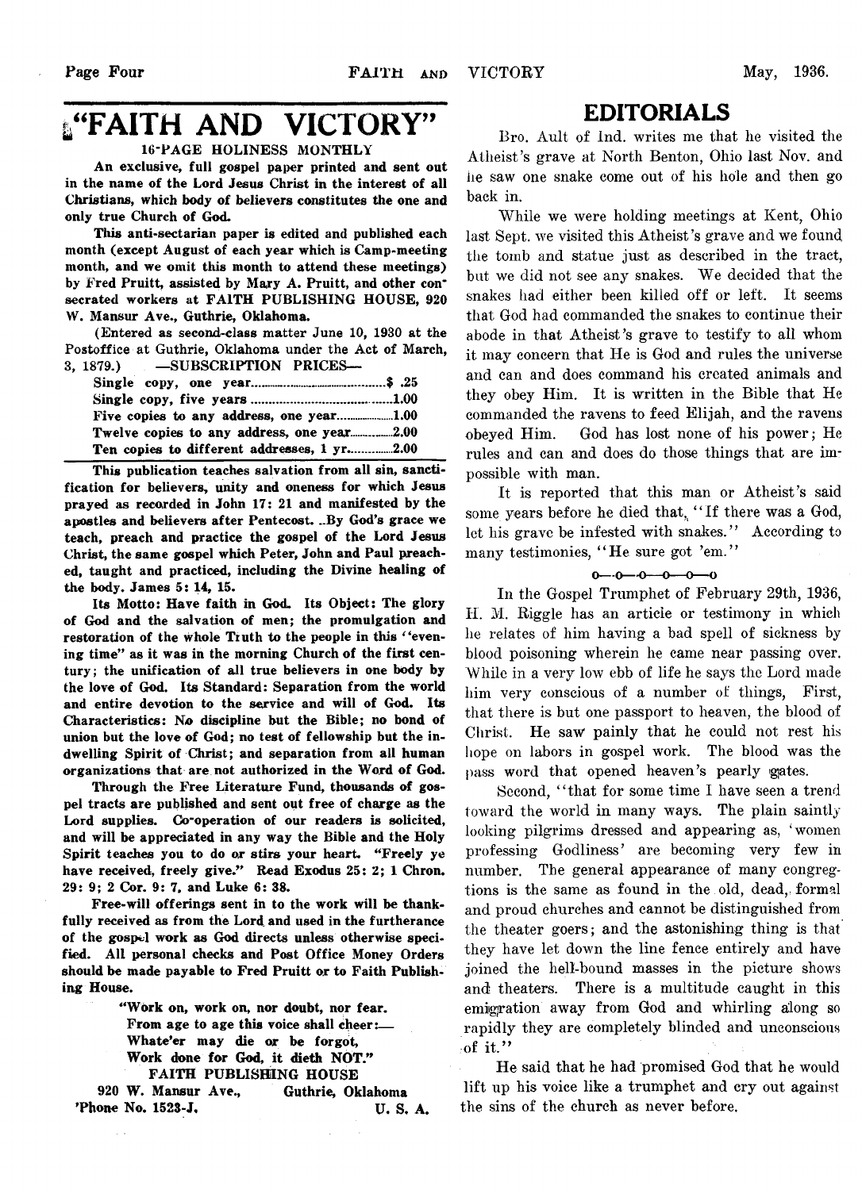# "FAITH AND VICTORY"

**16-PAGE HOLINESS MONTHLY**

**An exclusive, full gospel paper printed and sent out in the name of the Lord Jesus Christ in the interest of all Christians, which body of believers constitutes the one and only true Church of God.**

**This anti-sectarian paper is edited and published each month (except August of each year which is Camp-meeting month, and we omit this month to attend these meetings) by Fred Pruitt, assisted by Mary A. Pruitt, and other consecrated workers at FAITH PUBLISHING HOUSE, 920 W. Mansur Ave., Guthrie, Oklahoma.**

**(Entered as second-class matter June 10, 1930 at the Postoffice at Guthrie, Oklahoma under the Act of March, 3, 1879.) —SUBSCRIPTION PRICES—**

| | |
|---|---|
| **Single copy, one year** | **$ .25** |
| **Single copy, five years** | **1.00** |
| **Five copies to any address, one year** | **1.00** |
| **Twelve copies to any address, one year** | **2.00** |
| **Ten copies to different addresses, 1 yr.** | **2.00** |

**This publication teaches salvation from all sin, sanctification for believers, unity and oneness for which Jesus prayed as recorded in John 17: 21 and manifested by the apostles and believers after Pentecost. By God's grace we teach, preach and practice the gospel of the Lord Jesus Christ, the same gospel which Peter, John and Paul preached, taught and practiced, including the Divine healing of the body. James 5: 14, 15.**

**Its Motto: Have faith in God. Its Object: The glory of God and the salvation of men; the promulgation and restoration of the whole Truth to the people in this "evening time" as it was in the morning Church of the first century; the unification of all true believers in one body by the love of God. Its Standard: Separation from the world and entire devotion to the service and will of God. Its Characteristics: No discipline but the Bible; no bond of union but the love of God; no test of fellowship but the indwelling Spirit of Christ; and separation from all human organizations that are not authorized in the Word of God.**

**Through the Free Literature Fund, thousands of gospel tracts are published and sent out free of charge as the Lord supplies. Co-operation of our readers is solicited, and will be appreciated in any way the Bible and the Holy Spirit teaches you to do or stirs your heart. "Freely ye have received, freely give." Read Exodus 25: 2; 1 Chron. 29: 9; 2 Cor. 9: 7, and Luke 6: 38.**

**Free-will offerings sent in to the work will be thankfully received as from the Lord and used in the furtherance of the gospel work as God directs unless otherwise specified. All personal checks and Post Office Money Orders should be made payable to Fred Pruitt or to Faith Publishing House.**

**"Work on, work on, nor doubt, nor fear.**
**From age to age this voice shall cheer:—**
**Whate'er may die or be forgot,**
**Work done for God, it dieth NOT."**

**FAITH PUBLISHING HOUSE**
**920 W. Mansur Ave., Guthrie, Oklahoma**
**'Phone No. 1523-J. U. S. A.**

## EDITORIALS

Bro. Ault of Ind. writes me that he visited the Atheist's grave at North Benton, Ohio last Nov. and he saw one snake come out of his hole and then go back in.

While we were holding meetings at Kent, Ohio last Sept. we visited this Atheist's grave and we found the tomb and statue just as described in the tract, but we did not see any snakes. We decided that the snakes had either been killed off or left. It seems that God had commanded the snakes to continue their abode in that Atheist's grave to testify to all whom it may concern that He is God and rules the universe and can and does command his created animals and they obey Him. It is written in the Bible that He commanded the ravens to feed Elijah, and the ravens obeyed Him. God has lost none of his power; He rules and can and does do those things that are impossible with man.

It is reported that this man or Atheist's said some years before he died that, "If there was a God, let his grave be infested with snakes." According to many testimonies, "He sure got 'em."

o—o—o—o—o—o

In the Gospel Trumphet of February 29th, 1936, H. M. Riggle has an article or testimony in which he relates of him having a bad spell of sickness by blood poisoning wherein he came near passing over. While in a very low ebb of life he says the Lord made him very conscious of a number of things, First, that there is but one passport to heaven, the blood of Christ. He saw painly that he could not rest his hope on labors in gospel work. The blood was the pass word that opened heaven's pearly gates.

Second, "that for some time I have seen a trend toward the world in many ways. The plain saintly looking pilgrims dressed and appearing as, 'women professing Godliness' are becoming very few in number. The general appearance of many congregtions is the same as found in the old, dead, formal and proud churches and cannot be distinguished from the theater goers; and the astonishing thing is that they have let down the line fence entirely and have joined the hell-bound masses in the picture shows and theaters. There is a multitude caught in this emigration away from God and whirling along so rapidly they are completely blinded and unconscious of it."

He said that he had promised God that he would lift up his voice like a trumphet and cry out against the sins of the church as never before.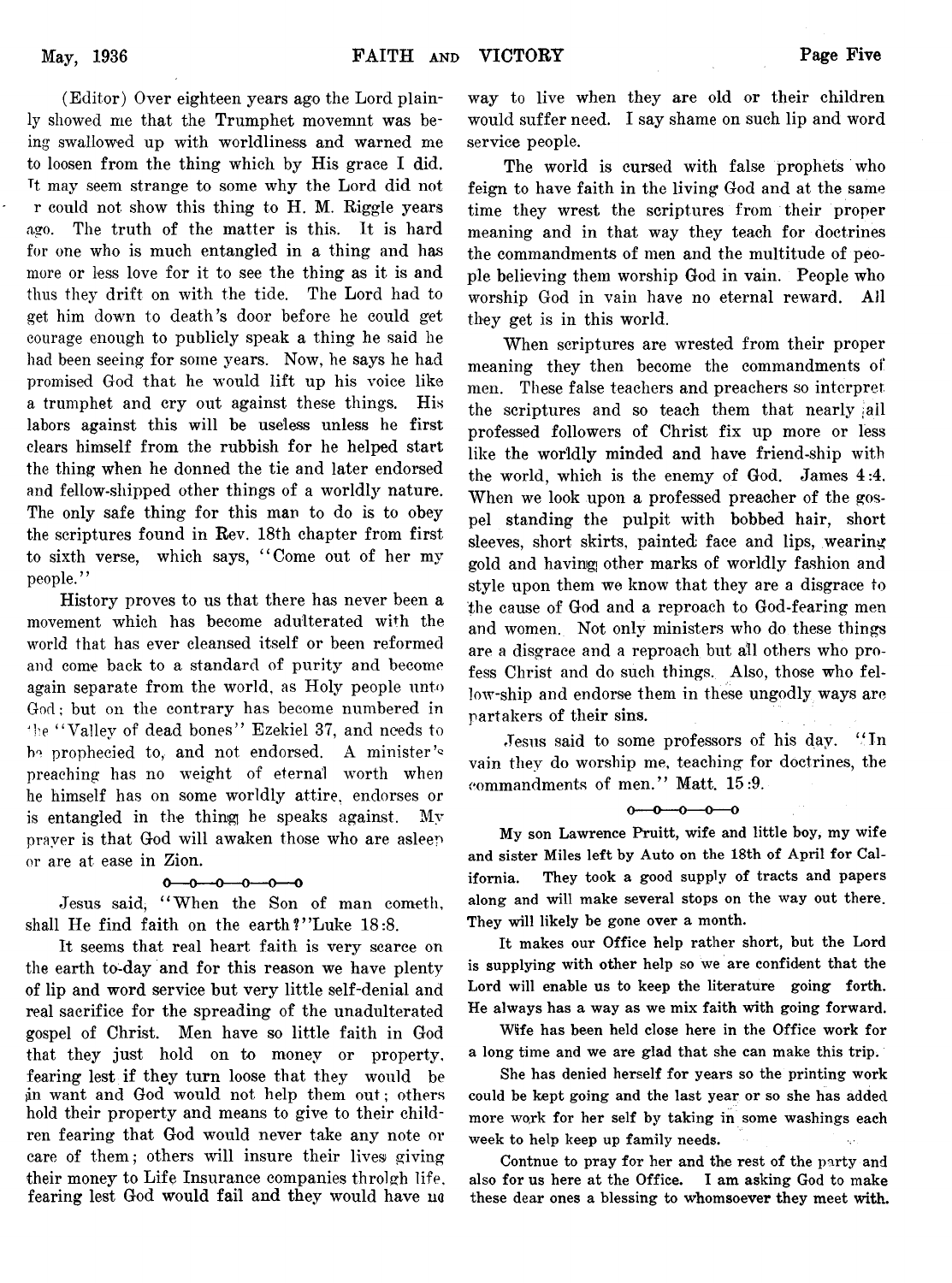(Editor) Over eighteen years ago the Lord plainly showed me that the Trumphet movemnt was being swallowed up with worldliness and warned me to loosen from the thing which by His grace I did. It may seem strange to some why the Lord did not r could not show this thing to H. M. Riggle years ago. The truth of the matter is this. It is hard for one who is much entangled in a thing and has more or less love for it to see the thing as it is and thus they drift on with the tide. The Lord had to get him down to death's door before he could get courage enough to publicly speak a thing he said he had been seeing for some years. Now, he says he had promised God that he would lift up his voice like a trumphet and cry out against these things. His labors against this will be useless unless he first clears himself from the rubbish for he helped start the thing when he donned the tie and later endorsed and fellow-shipped other things of a worldly nature. The only safe thing for this man to do is to obey the scriptures found in Rev. 18th chapter from first to sixth verse, which says, "Come out of her my people."

History proves to us that there has never been a movement which has become adulterated with the world that has ever cleansed itself or been reformed and come back to a standard of purity and become again separate from the world, as Holy people unto God; but on the contrary has become numbered in the "Valley of dead bones" Ezekiel 37, and needs to be prophecied to, and not endorsed. A minister's preaching has no weight of eternal worth when he himself has on some worldly attire, endorses or is entangled in the thing he speaks against. My prayer is that God will awaken those who are asleep or are at ease in Zion.

0—0—0—0—0—0

Jesus said, "When the Son of man cometh, shall He find faith on the earth?" Luke 18:8.

It seems that real heart faith is very scarce on the earth to-day and for this reason we have plenty of lip and word service but very little self-denial and real sacrifice for the spreading of the unadulterated gospel of Christ. Men have so little faith in God that they just hold on to money or property, fearing lest if they turn loose that they would be in want and God would not help them out; others hold their property and means to give to their children fearing that God would never take any note or care of them; others will insure their lives giving their money to Life Insurance companies throlgh life, fearing lest God would fail and they would have no way to live when they are old or their children would suffer need. I say shame on such lip and word service people.

The world is cursed with false prophets who feign to have faith in the living God and at the same time they wrest the scriptures from their proper meaning and in that way they teach for doctrines the commandments of men and the multitude of people believing them worship God in vain. People who worship God in vain have no eternal reward. All they get is in this world.

When scriptures are wrested from their proper meaning they then become the commandments of men. These false teachers and preachers so interpret the scriptures and so teach them that nearly all professed followers of Christ fix up more or less like the worldly minded and have friend-ship with the world, which is the enemy of God. James 4:4. When we look upon a professed preacher of the gospel standing the pulpit with bobbed hair, short sleeves, short skirts, painted face and lips, wearing gold and having other marks of worldly fashion and style upon them we know that they are a disgrace to the cause of God and a reproach to God-fearing men and women. Not only ministers who do these things are a disgrace and a reproach but all others who profess Christ and do such things. Also, those who fellow-ship and endorse them in these ungodly ways are partakers of their sins.

Jesus said to some professors of his day. "In vain they do worship me, teaching for doctrines, the commandments of men." Matt. 15:9.

0—0—0—0—0

**My son Lawrence Pruitt, wife and little boy, my wife and sister Miles left by Auto on the 18th of April for California. They took a good supply of tracts and papers along and will make several stops on the way out there. They will likely be gone over a month.**

**It makes our Office help rather short, but the Lord is supplying with other help so we are confident that the Lord will enable us to keep the literature going forth. He always has a way as we mix faith with going forward.**

**Wife has been held close here in the Office work for a long time and we are glad that she can make this trip.**

**She has denied herself for years so the printing work could be kept going and the last year or so she has added more work for her self by taking in some washings each week to help keep up family needs.**

**Contnue to pray for her and the rest of the party and also for us here at the Office. I am asking God to make these dear ones a blessing to whomsoever they meet with.**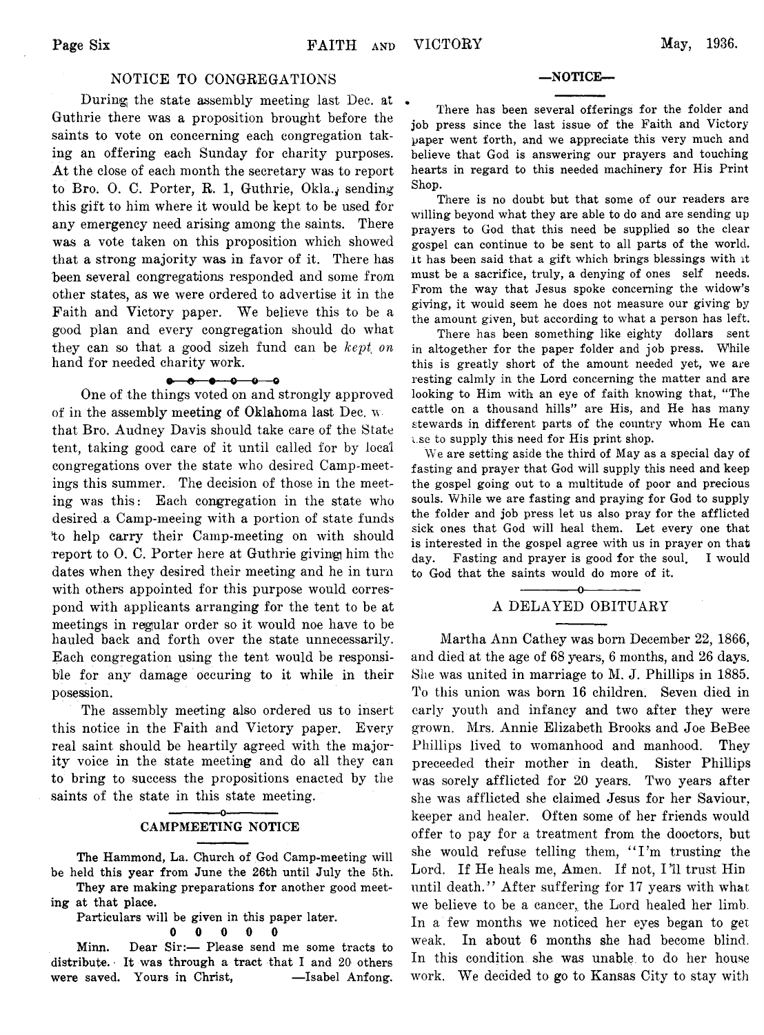## NOTICE TO CONGREGATIONS

During the state assembly meeting last Dec. at Guthrie there was a proposition brought before the saints to vote on concerning each congregation taking an offering each Sunday for charity purposes. At the close of each month the secretary was to report to Bro. O. C. Porter, R. 1, Guthrie, Okla., sending this gift to him where it would be kept to be used for any emergency need arising among the saints. There was a vote taken on this proposition which showed that a strong majority was in favor of it. There has been several congregations responded and some from other states, as we were ordered to advertise it in the Faith and Victory paper. We believe this to be a good plan and every congregation should do what they can so that a good sizeh fund can be *kept on* hand for needed charity work.

One of the things voted on and strongly approved of in the assembly meeting of Oklahoma last Dec. w that Bro. Audney Davis should take care of the State tent, taking good care of it until called for by local congregations over the state who desired Camp-meetings this summer. The decision of those in the meeting was this: Each congregation in the state who desired a Camp-meeing with a portion of state funds to help carry their Camp-meeting on with should report to O. C. Porter here at Guthrie giving him the dates when they desired their meeting and he in turn with others appointed for this purpose would correspond with applicants arranging for the tent to be at meetings in regular order so it would noe have to be hauled back and forth over the state unnecessarily. Each congregation using the tent would be responsible for any damage occuring to it while in their posession.

The assembly meeting also ordered us to insert this notice in the Faith and Victory paper. Every real saint should be heartily agreed with the majority voice in the state meeting and do all they can to bring to success the propositions enacted by the saints of the state in this state meeting.

## CAMPMEETING NOTICE

**The Hammond, La. Church of God Camp-meeting will be held this year from June the 26th until July the 5th.**

**They are making preparations for another good meeting at that place.**

**Particulars will be given in this paper later.**

0 0 0 0 0

Minn. Dear Sir:— Please send me some tracts to distribute. It was through a tract that I and 20 others were saved. Yours in Christ, —Isabel Anfong.

## —NOTICE—

There has been several offerings for the folder and job press since the last issue of the Faith and Victory paper went forth, and we appreciate this very much and believe that God is answering our prayers and touching hearts in regard to this needed machinery for His Print Shop.

There is no doubt but that some of our readers are willing beyond what they are able to do and are sending up prayers to God that this need be supplied so the clear gospel can continue to be sent to all parts of the world. It has been said that a gift which brings blessings with it must be a sacrifice, truly, a denying of ones self needs. From the way that Jesus spoke concerning the widow's giving, it would seem he does not measure our giving by the amount given, but according to what a person has left.

There has been something like eighty dollars sent in altogether for the paper folder and job press. While this is greatly short of the amount needed yet, we are resting calmly in the Lord concerning the matter and are looking to Him with an eye of faith knowing that, "The cattle on a thousand hills" are His, and He has many stewards in different parts of the country whom He can use to supply this need for His print shop.

We are setting aside the third of May as a special day of fasting and prayer that God will supply this need and keep the gospel going out to a multitude of poor and precious souls. While we are fasting and praying for God to supply the folder and job press let us also pray for the afflicted sick ones that God will heal them. Let every one that is interested in the gospel agree with us in prayer on that day. Fasting and prayer is good for the soul. I would to God that the saints would do more of it.

## A DELAYED OBITUARY

Martha Ann Cathey was born December 22, 1866, and died at the age of 68 years, 6 months, and 26 days. She was united in marriage to M. J. Phillips in 1885. To this union was born 16 children. Seven died in early youth and infancy and two after they were grown. Mrs. Annie Elizabeth Brooks and Joe BeBee Phillips lived to womanhood and manhood. They preceeded their mother in death. Sister Phillips was sorely afflicted for 20 years. Two years after she was afflicted she claimed Jesus for her Saviour, keeper and healer. Often some of her friends would offer to pay for a treatment from the dooctors, but she would refuse telling them, "I'm trusting the Lord. If He heals me, Amen. If not, I'll trust Hin until death." After suffering for 17 years with what we believe to be a cancer, the Lord healed her limb. In a few months we noticed her eyes began to get weak. In about 6 months she had become blind. In this condition she was unable to do her house work. We decided to go to Kansas City to stay with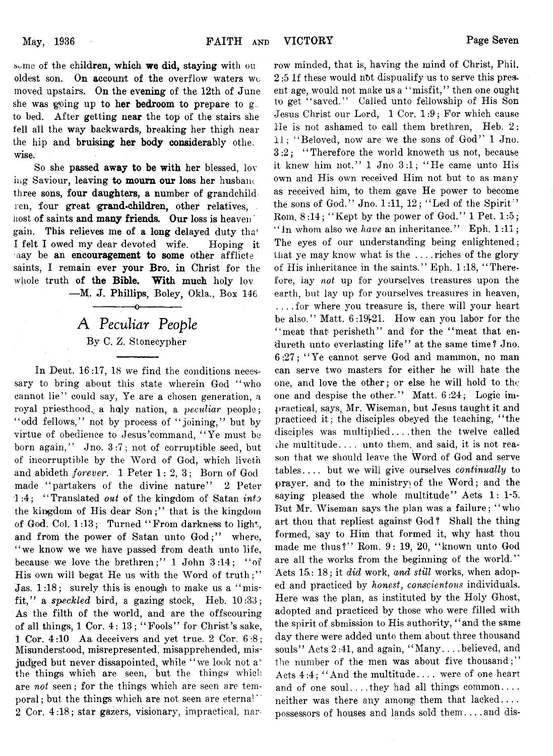some of the children, which we did, staying with ou oldest son. On account of the overflow waters we moved upstairs. On the evening of the 12th of June she was going up to her bedroom to prepare to go to bed. After getting near the top of the stairs she fell all the way backwards, breaking her thigh near the hip and bruising her body considerably otherwise.

So she passed away to be with her blessed, loving Saviour, leaving to mourn our loss her husband three sons, four daughters, a number of grandchildren, four great grand-children, other relatives, host of saints and many friends. Our loss is heaven' gain. This relieves me of a long delayed duty that I felt I owed my dear devoted wife. Hoping it may be an encouragement to some other afflicted saints, I remain ever your Bro. in Christ for the whole truth of the Bible. With much holy lov

—M. J. Phillips, Boley, Okla., Box 146

## *A Peculiar People*

By C. Z. Stonecypher

In Deut. 16:17, 18 we find the conditions necessary to bring about this state wherein God "who cannot lie" could say, Ye are a chosen generation, a royal priesthood, a holy nation, a *peculiar* people; "odd fellows," not by process of "joining," but by virtue of obedience to Jesus'command, "Ye must be born again," Jno. 3:7; not of corruptible seed, but of incorruptible by the Word of God, which liveth and abideth *forever*. 1 Peter 1: 2, 3; Born of God made "partakers of the divine nature" 2 Peter 1:4; "Translated *out* of the kingdom of Satan *into* the kingdom of His dear Son;" that is the kingdom of God. Col. 1:13; Turned "From darkness to light, and from the power of Satan unto God;" where, "we know we we have passed from death unto life, because we love the brethren;" 1 John 3:14; "of His own will begat He us with the Word of truth;" Jas. 1:18; surely this is enough to make us a "misfit," a *speckled* bird, a gazing stock, Heb. 10:33; As the filth of the world, and are the offscouring of all things, 1 Cor. 4: 13; "Fools" for Christ's sake, 1 Cor. 4:10 Aa deceivers and yet true. 2 Cor. 6:8; Misunderstood, misrepresented, misapprehended, misjudged but never dissapointed, while "we look not at the things which are seen, but the things which are *not* seen; for the things which are seen are temporal; but the things which are not seen are eternal" 2 Cor. 4:18; star gazers, visionary, impractical, narrow minded, that is, having the mind of Christ, Phil. 2:5 If these would not dispualify us to serve this present age, would not make us a "misfit," then one ought to get "saved." Called unto fellowship of His Son Jesus Christ our Lord, 1 Cor. 1:9; For which cause He is not ashamed to call them brethren, Heb. 2: 11; "Beloved, now are we the sons of God" 1 Jno. 3:2; "Therefore the world knoweth us not, because it knew him not." 1 Jno 3:1; "He came unto His own and His own received Him not but to as many as received him, to them gave He power to become the sons of God." Jno. 1:11, 12; "Led of the Spirit" Rom. 8:14; "Kept by the power of God." 1 Pet. 1:5; "In whom also we *have* an inheritance." Eph. 1:11; The eyes of our understanding being enlightened; that ye may know what is the ....riches of the glory of His inheritance in the saints." Eph. 1:18, "Therefore, lay *not* up for yourselves treasures upon the earth, but lay up for yourselves treasures in heaven, ....for where you treasure is, there will your heart be also." Matt. 6:19-21. How can you labor for the "meat that perisheth" and for the "meat that endureth unto everlasting life" at the same time? Jno. 6:27; "Ye cannot serve God and mammon, no man can serve two masters for either he will hate the one, and love the other; or else he will hold to the one and despise the other." Matt. 6:24; Logic impractical, says, Mr. Wiseman, but Jesus taught it and practiced it; the disciples obeyed the teaching, "the disciples was multiplied....then the twelve called the multitude.... unto them, and said, it is not reason that we should leave the Word of God and serve tables.... but we will give ourselves *continually* to prayer, and to the ministry of the Word; and the saying pleased the whole multitude" Acts 1: 1-5. But Mr. Wiseman says the plan was a failure; "who art thou that repliest against God? Shall the thing formed, say to Him that formed it, why hast thou made me thus?" Rom. 9: 19, 20, "known unto God are all the works from the beginning of the world." Acts 15: 18; it *did* work, *and still* works, when adopted and practiced by *honest, conscientous* individuals. Here was the plan, as instituted by the Holy Ghost, adopted and practiced by those who were filled with the spirit of sbmission to His authority, "and the same day there were added unto them about three thousand souls" Acts 2:41, and again, "Many....believed, and the number of the men was about five thousand;" Acts 4:4; "And the multitude.... were of one heart and of one soul....they had all things common.... neither was there any among them that lacked.... possessors of houses and lands sold them....and dis-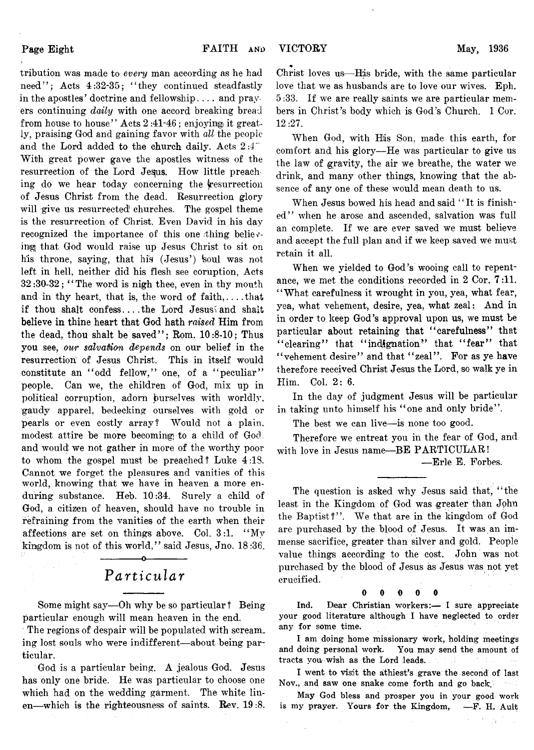tribution was made to *every* man according as he had need"; Acts 4:32-35; "they continued steadfastly in the apostles' doctrine and fellowship.... and prayers continuing *daily* with one accord breaking bread from house to house" Acts 2:41-46; enjoying it greatly, praising God and gaining favor with *all* the people and the Lord added to the church daily. Acts 2:47 With great power gave the apostles witness of the resurrection of the Lord Jesus. How little preaching do we hear today concerning the resurrection of Jesus Christ from the dead. Resurrection glory will give us resurrected churches. The gospel theme is the resurrection of Christ. Even David in his day recognized the importance of this one thing believing that God would raise up Jesus Christ to sit on his throne, saying, that his (Jesus') soul was not left in hell, neither did his flesh see coruption, Acts 32:30-32; "The word is nigh thee, even in thy mouth and in thy heart, that is, the word of faith,....that if thou shalt confess....the Lord Jesus and shalt believe in thine heart that God hath *raised* Him from the dead, thou shalt be saved"; Rom. 10:8-10; Thus you see, *our salvation depends* on our belief in the resurrection of Jesus Christ. This in itself would constitute an "odd fellow," one, of a "peculiar" people. Can we, the children of God, mix up in political corruption, adorn ourselves with worldly, gaudy apparel, bedecking ourselves with gold or pearls or even costly array? Would not a plain, modest attire be more becoming to a child of God and would we not gather in more of the worthy poor to whom the gospel must be preached? Luke 4:18. Cannot we forget the pleasures and vanities of this world, knowing that we have in heaven a more enduring substance. Heb. 10:34. Surely a child of God, a citizen of heaven, should have no trouble in refraining from the vanities of the earth when their affections are set on things above. Col. 3:1. "My kingdom is not of this world," said Jesus, Jno. 18:36.

## *Particular*

Some might say—Oh why be so particular? Being particular enough will mean heaven in the end.

The regions of despair will be populated with screaming lost souls who were indifferent—about being particular.

God is a particular being. A jealous God. Jesus has only one bride. He was particular to choose one which had on the wedding garment. The white linen—which is the righteousness of saints. Rev. 19:8. Christ loves us—His bride, with the same particular love that we as husbands are to love our wives. Eph. 5:33. If we are really saints we are particular members in Christ's body which is God's Church. 1 Cor. 12:27.

When God, with His Son, made this earth, for comfort and his glory—He was particular to give us the law of gravity, the air we breathe, the water we drink, and many other things, knowing that the absence of any one of these would mean death to us.

When Jesus bowed his head and said "It is finished" when he arose and ascended, salvation was full an complete. If we are ever saved we must believe and accept the full plan and if we keep saved we must retain it all.

When we yielded to God's wooing call to repentance, we met the conditions recorded in 2 Cor. 7:11. "What carefulness it wrought in you, yea, what fear, yea, what vehement, desire, yea, what zeal: And in in order to keep God's approval upon us, we must be particular about retaining that "carefulness" that "clearing" that "indignation" that "fear" that "vehement desire" and that "zeal". For as ye have therefore received Christ Jesus the Lord, so walk ye in Him. Col. 2: 6.

In the day of judgment Jesus will be particular in taking unto himself his "one and only bride".

The best we can live—is none too good.

Therefore we entreat you in the fear of God, and with love in Jesus name—BE PARTICULAR!

—Erle E. Forbes.

---

The question is asked why Jesus said that, "the least in the Kingdom of God was greater than John the Baptist?". We that are in the kingdom of God are purchased by the blood of Jesus. It was an immense sacrifice, greater than silver and gold. People value things according to the cost. John was not purchased by the blood of Jesus as Jesus was not yet crucified.

0 0 0 0 0

Ind. Dear Christian workers:— I sure appreciate your good literature although I have neglected to order any for some time.

I am doing home missionary work, holding meetings and doing personal work. You may send the amount of tracts you wish as the Lord leads.

I went to visit the athiest's grave the second of last Nov., and saw one snake come forth and go back.

May God bless and prosper you in your good work is my prayer. Yours for the Kingdom, —F. H. Ault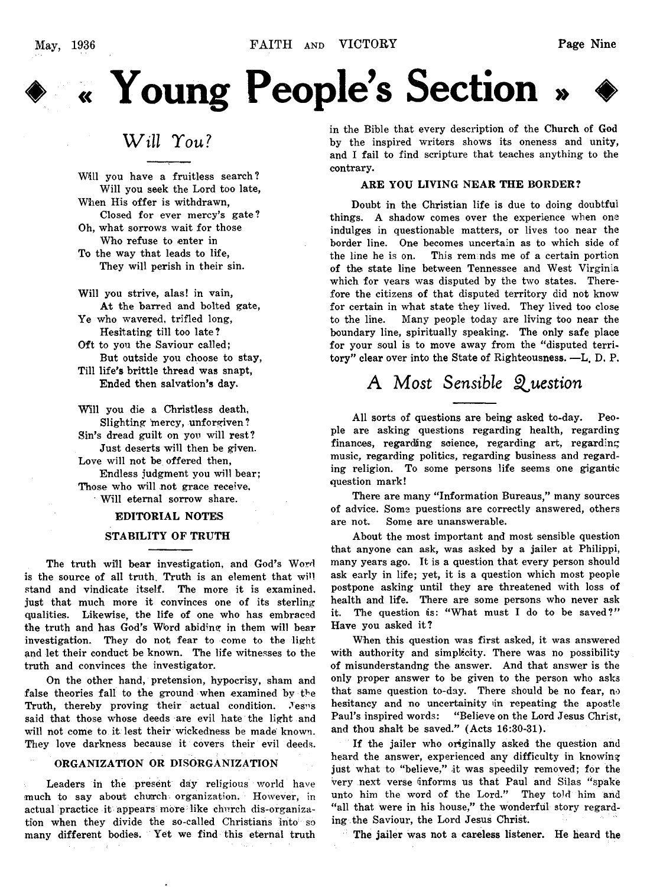# « Young People's Section »

## *Will You?*

Will you have a fruitless search?
Will you seek the Lord too late,
When His offer is withdrawn,
Closed for ever mercy's gate?
Oh, what sorrows wait for those
Who refuse to enter in
To the way that leads to life,
They will perish in their sin.

Will you strive, alas! in vain,
At the barred and bolted gate,
Ye who wavered, trifled long,
Hesitating till too late?
Oft to you the Saviour called;
But outside you choose to stay,
Till life's brittle thread was snapt,
Ended then salvation's day.

Will you die a Christless death,
Slighting mercy, unforgiven?
Sin's dread guilt on you will rest?
Just deserts will then be given.
Love will not be offered then,
Endless judgment you will bear;
Those who will not grace receive,
Will eternal sorrow share.

### EDITORIAL NOTES

### STABILITY OF TRUTH

The truth will bear investigation, and God's Word is the source of all truth. Truth is an element that will stand and vindicate itself. The more it is examined, just that much more it convinces one of its sterling qualities. Likewise, the life of one who has embraced the truth and has God's Word abiding in them will bear investigation. They do not fear to come to the light and let their conduct be known. The life witnesses to the truth and convinces the investigator.

On the other hand, pretension, hypocrisy, sham and false theories fall to the ground when examined by the Truth, thereby proving their actual condition. Jesus said that those whose deeds are evil hate the light and will not come to it lest their wickedness be made known. They love darkness because it covers their evil deeds.

### ORGANIZATION OR DISORGANIZATION

Leaders in the present day religious world have much to say about church organization. However, in actual practice it appears more like church dis-organization when they divide the so-called Christians into so many different bodies. Yet we find this eternal truth in the Bible that every description of the Church of God by the inspired writers shows its oneness and unity, and I fail to find scripture that teaches anything to the contrary.

### ARE YOU LIVING NEAR THE BORDER?

Doubt in the Christian life is due to doing doubtful things. A shadow comes over the experience when one indulges in questionable matters, or lives too near the border line. One becomes uncertain as to which side of the line he is on. This reminds me of a certain portion of the state line between Tennessee and West Virginia which for years was disputed by the two states. Therefore the citizens of that disputed territory did not know for certain in what state they lived. They lived too close to the line. Many people today are living too near the boundary line, spiritually speaking. The only safe place for your soul is to move away from the "disputed territory" clear over into the State of Righteousness. —L. D. P.

## *A Most Sensible Question*

All sorts of questions are being asked to-day. People are asking questions regarding health, regarding finances, regarding science, regarding art, regarding music, regarding politics, regarding business and regarding religion. To some persons life seems one gigantic question mark!

There are many "Information Bureaus," many sources of advice. Some puestions are correctly answered, others are not. Some are unanswerable.

About the most important and most sensible question that anyone can ask, was asked by a jailer at Philippi, many years ago. It is a question that every person should ask early in life; yet, it is a question which most people postpone asking until they are threatened with loss of health and life. There are some persons who never ask it. The question is: "What must I do to be saved?" Have you asked it?

When this question was first asked, it was answered with authority and simplicity. There was no possibility of misunderstandng the answer. And that answer is the only proper answer to be given to the person who asks that same question to-day. There should be no fear, no hesitancy and no uncertainity in repeating the apostle Paul's inspired words: "Believe on the Lord Jesus Christ, and thou shalt be saved." (Acts 16:30-31).

If the jailer who originally asked the question and heard the answer, experienced any difficulty in knowing just what to "believe," it was speedily removed; for the very next verse informs us that Paul and Silas "spake unto him the word of the Lord." They told him and "all that were in his house," the wonderful story regarding the Saviour, the Lord Jesus Christ.

The jailer was not a careless listener. He heard the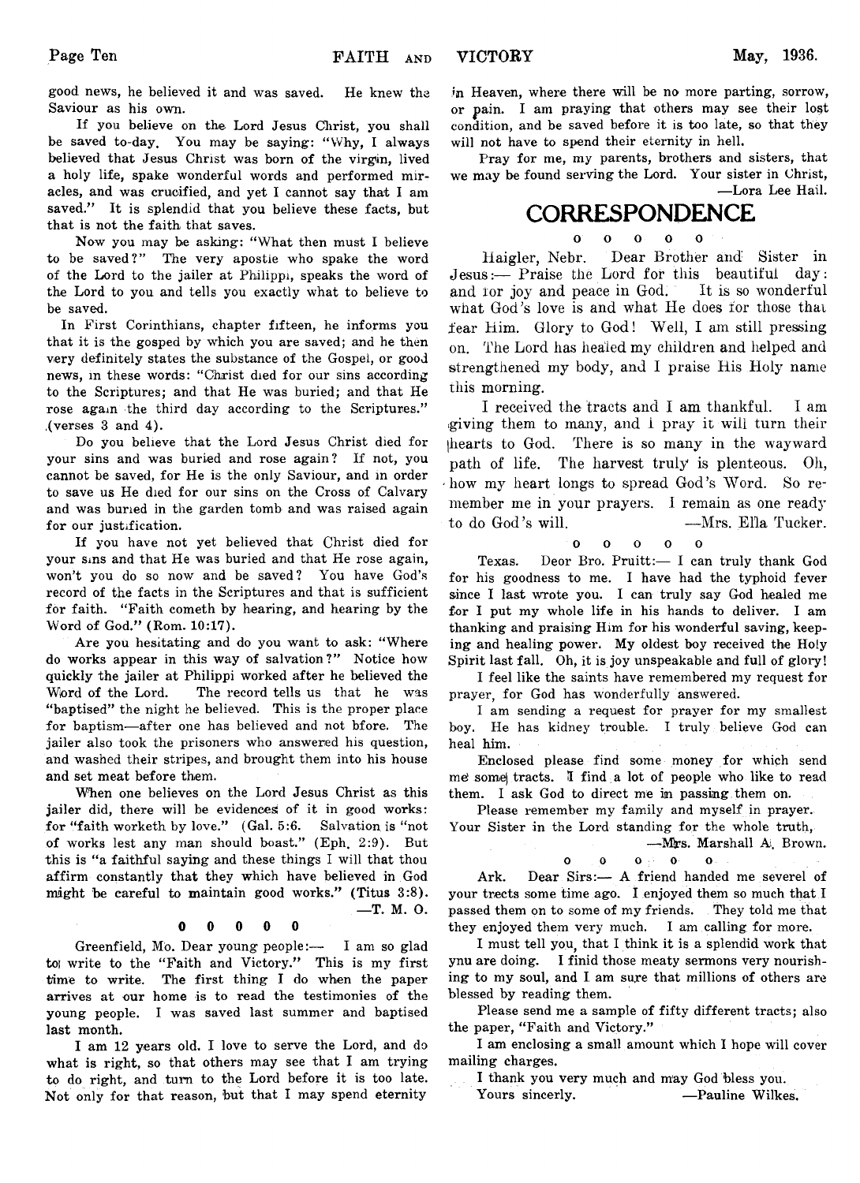good news, he believed it and was saved. He knew the Saviour as his own.

If you believe on the Lord Jesus Christ, you shall be saved to-day. You may be saying: "Why, I always believed that Jesus Christ was born of the virgin, lived a holy life, spake wonderful words and performed miracles, and was crucified, and yet I cannot say that I am saved." It is splendid that you believe these facts, but that is not the faith that saves.

Now you may be asking: "What then must I believe to be saved?" The very apostle who spake the word of the Lord to the jailer at Philippi, speaks the word of the Lord to you and tells you exactly what to believe to be saved.

In First Corinthians, chapter fifteen, he informs you that it is the gosped by which you are saved; and he then very definitely states the substance of the Gospel, or good news, in these words: "Christ died for our sins according to the Scriptures; and that He was buried; and that He rose again the third day according to the Scriptures." (verses 3 and 4).

Do you believe that the Lord Jesus Christ died for your sins and was buried and rose again? If not, you cannot be saved, for He is the only Saviour, and in order to save us He died for our sins on the Cross of Calvary and was buried in the garden tomb and was raised again for our justification.

If you have not yet believed that Christ died for your sins and that He was buried and that He rose again, won't you do so now and be saved? You have God's record of the facts in the Scriptures and that is sufficient for faith. "Faith cometh by hearing, and hearing by the Word of God." (Rom. 10:17).

Are you hesitating and do you want to ask: "Where do works appear in this way of salvation?" Notice how quickly the jailer at Philippi worked after he believed the Word of the Lord. The record tells us that he was "baptised" the night he believed. This is the proper place for baptism—after one has believed and not bfore. The jailer also took the prisoners who answered his question, and washed their stripes, and brought them into his house and set meat before them.

When one believes on the Lord Jesus Christ as this jailer did, there will be evidences of it in good works: for "faith worketh by love." (Gal. 5:6. Salvation is "not of works lest any man should boast." (Eph. 2:9). But this is "a faithful saying and these things I will that thou affirm constantly that they which have believed in God might be careful to maintain good works." (Titus 3:8).

—T. M. O.

0 0 0 0 0

Greenfield, Mo. Dear young people:— I am so glad to write to the "Faith and Victory." This is my first time to write. The first thing I do when the paper arrives at our home is to read the testimonies of the young people. I was saved last summer and baptised last month.

I am 12 years old. I love to serve the Lord, and do what is right, so that others may see that I am trying to do right, and turn to the Lord before it is too late. Not only for that reason, but that I may spend eternity in Heaven, where there will be no more parting, sorrow, or pain. I am praying that others may see their lost condition, and be saved before it is too late, so that they will not have to spend their eternity in hell.

Pray for me, my parents, brothers and sisters, that we may be found serving the Lord. Your sister in Christ,

—Lora Lee Hail.

# CORRESPONDENCE

o o o o o

Haigler, Nebr. Dear Brother and Sister in Jesus:— Praise the Lord for this beautiful day: and for joy and peace in God. It is so wonderful what God's love is and what He does for those that fear Him. Glory to God! Well, I am still pressing on. The Lord has healed my children and helped and strengthened my body, and I praise His Holy name this morning.

I received the tracts and I am thankful. I am giving them to many, and I pray it will turn their hearts to God. There is so many in the wayward path of life. The harvest truly is plenteous. Oh, how my heart longs to spread God's Word. So remember me in your prayers. I remain as one ready to do God's will. —Mrs. Ella Tucker.

o o o o o

Texas. Deor Bro. Pruitt:— I can truly thank God for his goodness to me. I have had the typhoid fever since I last wrote you. I can truly say God healed me for I put my whole life in his hands to deliver. I am thanking and praising Him for his wonderful saving, keeping and healing power. My oldest boy received the Holy Spirit last fall. Oh, it is joy unspeakable and full of glory!

I feel like the saints have remembered my request for prayer, for God has wonderfully answered.

I am sending a request for prayer for my smallest boy. He has kidney trouble. I truly believe God can heal him.

Enclosed please find some money for which send me some tracts. I find a lot of people who like to read them. I ask God to direct me in passing them on.

Please remember my family and myself in prayer. Your Sister in the Lord standing for the whole truth,

—Mrs. Marshall A. Brown.

o o o o o

Ark. Dear Sirs:— A friend handed me severel of your trects some time ago. I enjoyed them so much that I passed them on to some of my friends. They told me that they enjoyed them very much. I am calling for more.

I must tell you, that I think it is a splendid work that ynu are doing. I finid those meaty sermons very nourishing to my soul, and I am sure that millions of others are blessed by reading them.

Please send me a sample of fifty different tracts; also the paper, "Faith and Victory."

I am enclosing a small amount which I hope will cover mailing charges.

I thank you very much and may God bless you.

Yours sincerly. —Pauline Wilkes.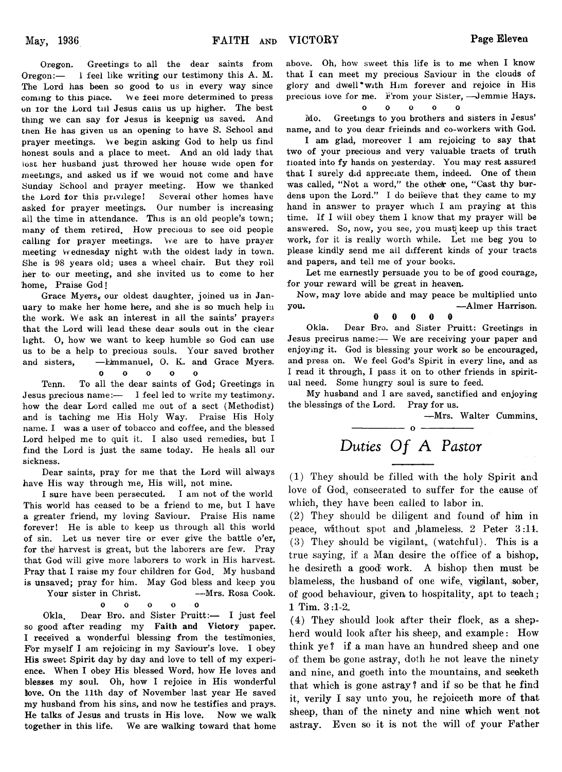Oregon. Greetings to all the dear saints from Oregon:— I feel like writing our testimony this A. M. The Lord has been so good to us in every way since coming to this place. We feel more determined to press on for the Lord till Jesus calls us up higher. The best thing we can say for Jesus is keepnig us saved. And then He has given us an opening to have S. School and prayer meetings. We begin asking God to help us find honest souls and a place to meet. And an old lady that lost her husband just throwed her house wide open for meetings, and asked us if we would not come and have Sunday School and prayer meeting. How we thanked the Lord for this privilege! Several other homes have asked for prayer meetings. Our number is increasing all the time in attendance. This is an old people's town; many of them retired. How precious to see old people calling for prayer meetings. We are to have prayer meeting Wednesday night with the oldest lady in town. She is 98 years old; uses a wheel chair. But they roll her to our meeting, and she invited us to come to her home, Praise God!

Grace Myers, our oldest daughter, joined us in January to make her home here, and she is so much help in the work. We ask an interest in all the saints' prayers that the Lord will lead these dear souls out in the clear light. O, how we want to keep humble so God can use us to be a help to precious souls. Your saved brother and sisters, —Emmanuel, O. K. and Grace Myers.

o o o o o

Tenn. To all the dear saints of God; Greetings in Jesus precious name:— I feel led to write my testimony. how the dear Lord called me out of a sect (Methodist) and is taching me His Holy Way. Praise His Holy name. I was a user of tobacco and coffee, and the blessed Lord helped me to quit it. I also used remedies, but I find the Lord is just the same today. He heals all our sickness.

Dear saints, pray for me that the Lord will always have His way through me, His will, not mine.

I sure have been persecuted. I am not of the world This world has ceased to be a friend to me, but I have a greater friend, my loving Saviour. Praise His name forever! He is able to keep us through all this world of sin. Let us never tire or ever give the battle o'er, for the harvest is great, but the laborers are few. Pray that God will give more laborers to work in His harvest. Pray that I raise my four children for God. My husband is unsaved; pray for him. May God bless and keep you

Your sister in Christ. —Mrs. Rosa Cook.

o o o o o

Okla. Dear Bro. and Sister Pruitt:— I just feel so good after reading my **Faith and Victory** paper. I received a wonderful blessing from the testimonies. For myself I am rejoicing in my Saviour's love. I obey His sweet Spirit day by day and love to tell of my experience. When I obey His blessed Word, how He loves and blesses my soul. Oh, how I rejoice in His wonderful love. On the 11th day of November last year He saved my husband from his sins, and now he testifies and prays. He talks of Jesus and trusts in His love. Now we walk together in this life. We are walking toward that home above. Oh, how sweet this life is to me when I know that I can meet my precious Saviour in the clouds of glory and dwell with Him forever and rejoice in His precious love for me. From your Sister, —Jemmie Hays.

o o o o o

Mo. Greetings to you brothers and sisters in Jesus' name, and to you dear frieinds and co-workers with God.

I am glad, moreover I am rejoicing to say that two of your precious and very valuable tracts of truth floated into fy hands on yesterday. You may rest assured that I surely did appreciate them, indeed. One of them was called, "Not a word," the other one, "Cast thy burdens upon the Lord." I do believe that they came to my hand in answer to prayer which I am praying at this time. If I will obey them I know that my prayer will be answered. So, now, you see, you must keep up this tract work, for it is really worth while. Let me beg you to please kindly send me all different kinds of your tracts and papers, and tell me of your books.

Let me earnestly persuade you to be of good courage, for your reward will be great in heaven.

Now, may love abide and may peace be multiplied unto you. —Almer Harrison.

0 0 0 0 0

Okla. Dear Bro. and Sister Pruitt: Greetings in Jesus precirus name:— We are receiving your paper and enjoying it. God is blessing your work so be encouraged, and press on. We feel God's Spirit in every line, and as I read it through, I pass it on to other friends in spiritual need. Some hungry soul is sure to feed.

My husband and I are saved, sanctified and enjoying the blessings of the Lord. Pray for us.

—Mrs. Walter Cummins.

## *Duties Of A Pastor*

(1) They should be filled with the holy Spirit and love of God, consecrated to suffer for the cause of which, they have been called to labor in.

(2) They should be diligent and found of him in peace, without spot and blameless. 2 Peter 3:14.

(3) They should be vigilant, (watchful). This is a true saying, if a Man desire the office of a bishop, he desireth a good work. A bishop then must be blameless, the husband of one wife, vigilant, sober, of good behaviour, given to hospitality, apt to teach; 1 Tim. 3:1-2.

(4) They should look after their flock, as a shepherd would look after his sheep, and example: How think ye? if a man have an hundred sheep and one of them be gone astray, doth he not leave the ninety and nine, and goeth into the mountains, and seeketh that which is gone astray? and if so be that he find it, verily I say unto you, he rejoiceth more of that sheep, than of the ninety and nine which went not astray. Even so it is not the will of your Father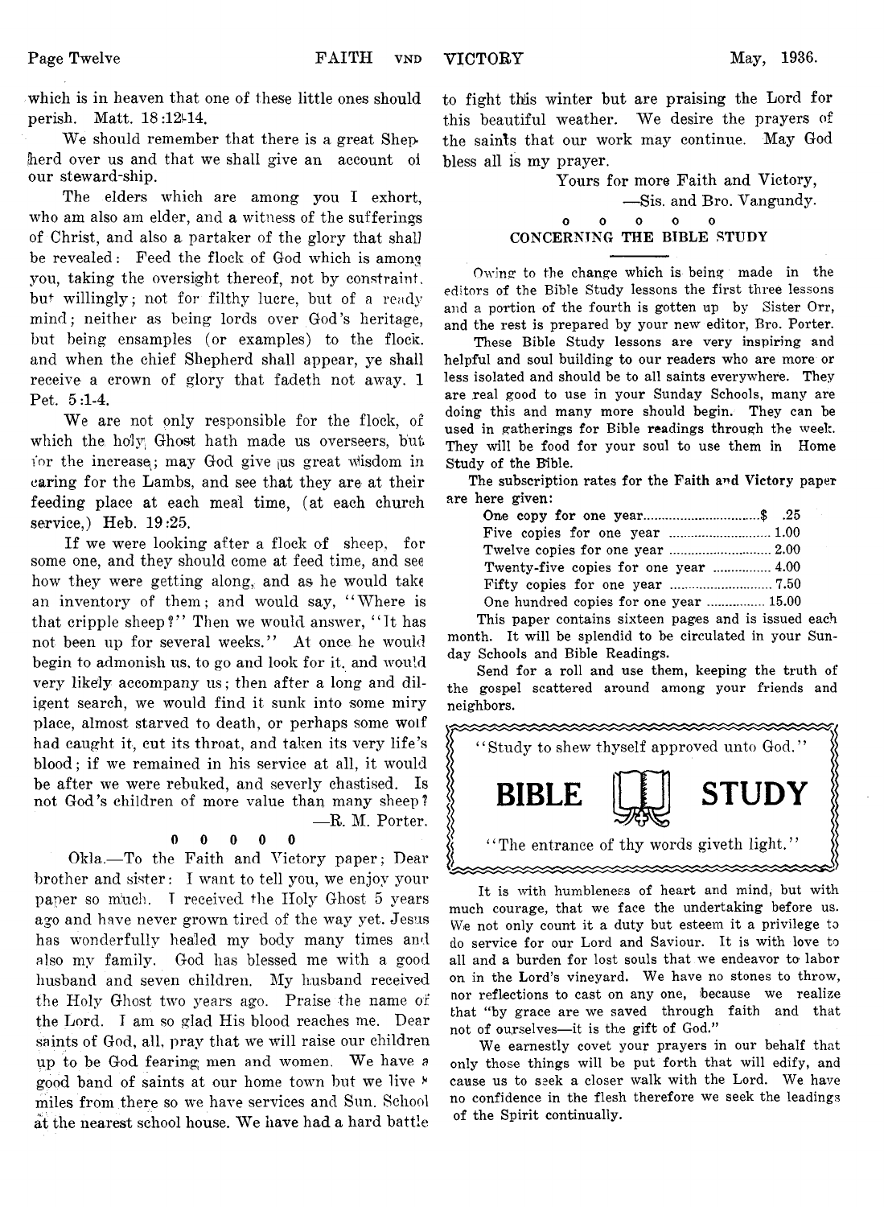which is in heaven that one of these little ones should perish. Matt. 18:12-14.

We should remember that there is a great Shepherd over us and that we shall give an account of our steward-ship.

The elders which are among you I exhort, who am also am elder, and a witness of the sufferings of Christ, and also a partaker of the glory that shall be revealed: Feed the flock of God which is among you, taking the oversight thereof, not by constraint, but willingly; not for filthy lucre, but of a ready mind; neither as being lords over God's heritage, but being ensamples (or examples) to the flock. and when the chief Shepherd shall appear, ye shall receive a crown of glory that fadeth not away. 1 Pet. 5:1-4.

We are not only responsible for the flock, of which the holy Ghost hath made us overseers, but for the increase; may God give us great wisdom in caring for the Lambs, and see that they are at their feeding place at each meal time, (at each church service,) Heb. 19:25.

If we were looking after a flock of sheep, for some one, and they should come at feed time, and see how they were getting along, and as he would take an inventory of them; and would say, "Where is that cripple sheep?" Then we would answer, "It has not been up for several weeks." At once he would begin to admonish us, to go and look for it, and would very likely accompany us; then after a long and diligent search, we would find it sunk into some miry place, almost starved to death, or perhaps some wolf had caught it, cut its throat, and taken its very life's blood; if we remained in his service at all, it would be after we were rebuked, and severly chastised. Is not God's children of more value than many sheep?

—R. M. Porter.

0 0 0 0 0

Okla.—To the Faith and Victory paper; Dear brother and sister: I want to tell you, we enjoy your paper so much. I received the Holy Ghost 5 years ago and have never grown tired of the way yet. Jesus has wonderfully healed my body many times and also my family. God has blessed me with a good husband and seven children. My husband received the Holy Ghost two years ago. Praise the name of the Lord. I am so glad His blood reaches me. Dear saints of God, all, pray that we will raise our children up to be God fearing men and women. We have a good band of saints at our home town but we live 8 miles from there so we have services and Sun. School at the nearest school house. We have had a hard battle to fight this winter but are praising the Lord for this beautiful weather. We desire the prayers of the saints that our work may continue. May God bless all is my prayer.

Yours for more Faith and Victory,

—Sis. and Bro. Vangundy.

o o o o o

## CONCERNING THE BIBLE STUDY

Owing to the change which is being made in the editors of the Bible Study lessons the first three lessons and a portion of the fourth is gotten up by Sister Orr, and the rest is prepared by your new editor, Bro. Porter.

These Bible Study lessons are very inspiring and helpful and soul building to our readers who are more or less isolated and should be to all saints everywhere. They are real good to use in your Sunday Schools, many are doing this and many more should begin. They can be used in gatherings for Bible readings through the week. They will be food for your soul to use them in Home Study of the Bible.

The subscription rates for the Faith and Victory paper are here given:

| | |
|---|---|
| One copy for one year | $ .25 |
| Five copies for one year | 1.00 |
| Twelve copies for one year | 2.00 |
| Twenty-five copies for one year | 4.00 |
| Fifty copies for one year | 7.50 |
| One hundred copies for one year | 15.00 |

This paper contains sixteen pages and is issued each month. It will be splendid to be circulated in your Sunday Schools and Bible Readings.

Send for a roll and use them, keeping the truth of the gospel scattered around among your friends and neighbors.

"Study to shew thyself approved unto God."

# BIBLE STUDY

"The entrance of thy words giveth light."

It is with humbleness of heart and mind, but with much courage, that we face the undertaking before us. We not only count it a duty but esteem it a privilege to do service for our Lord and Saviour. It is with love to all and a burden for lost souls that we endeavor to labor on in the Lord's vineyard. We have no stones to throw, nor reflections to cast on any one, because we realize that "by grace are we saved through faith and that not of ourselves—it is the gift of God."

We earnestly covet your prayers in our behalf that only those things will be put forth that will edify, and cause us to seek a closer walk with the Lord. We have no confidence in the flesh therefore we seek the leadings of the Spirit continually.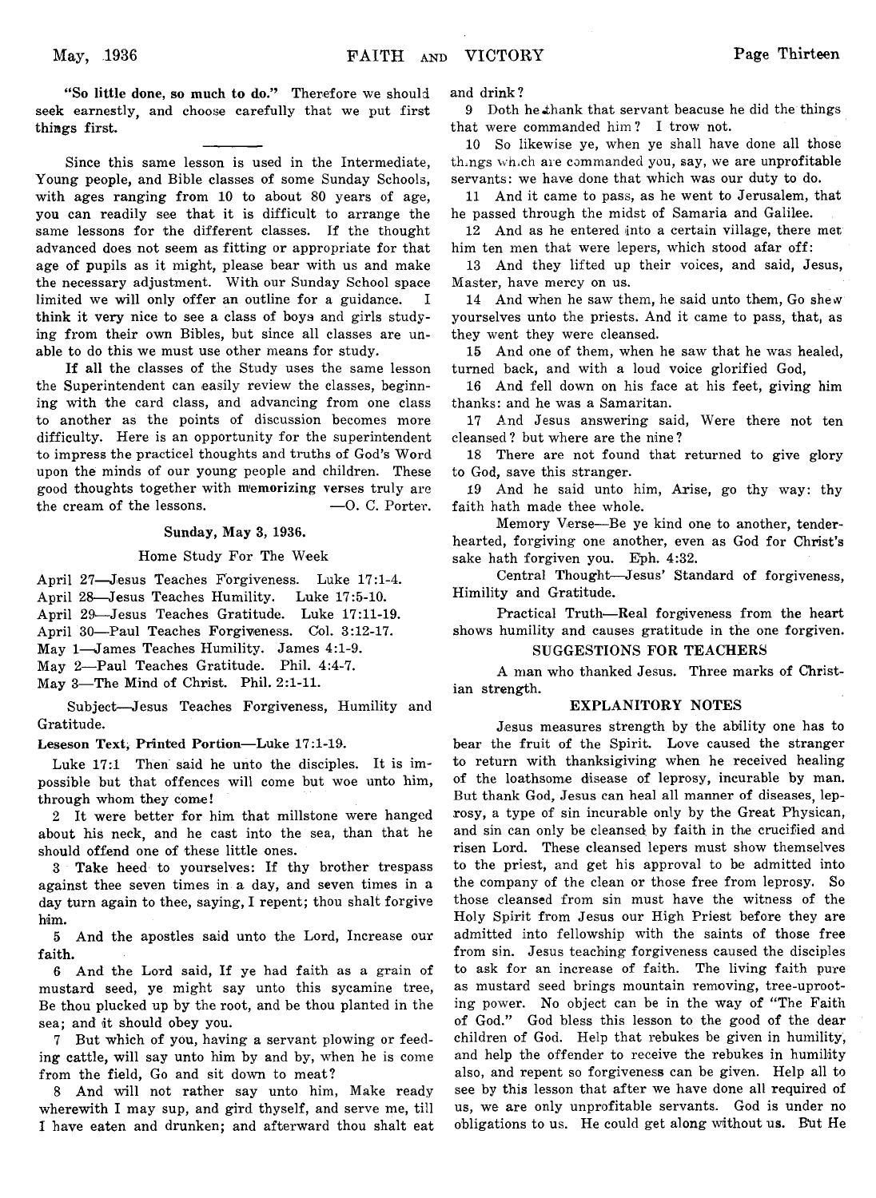**"So little done, so much to do."** Therefore we should seek earnestly, and choose carefully that we put first things first.

---

Since this same lesson is used in the Intermediate, Young people, and Bible classes of some Sunday Schools, with ages ranging from 10 to about 80 years of age, you can readily see that it is difficult to arrange the same lessons for the different classes. If the thought advanced does not seem as fitting or appropriate for that age of pupils as it might, please bear with us and make the necessary adjustment. With our Sunday School space limited we will only offer an outline for a guidance. I think it very nice to see a class of boys and girls studying from their own Bibles, but since all classes are unable to do this we must use other means for study.

If all the classes of the Study uses the same lesson the Superintendent can easily review the classes, beginning with the card class, and advancing from one class to another as the points of discussion becomes more difficulty. Here is an opportunity for the superintendent to impress the practicel thoughts and truths of God's Word upon the minds of our young people and children. These good thoughts together with memorizing verses truly are the cream of the lessons. —O. C. Porter.

### Sunday, May 3, 1936.

Home Study For The Week

April 27—Jesus Teaches Forgiveness. Luke 17:1-4.
April 28—Jesus Teaches Humility. Luke 17:5-10.
April 29—Jesus Teaches Gratitude. Luke 17:11-19.
April 30—Paul Teaches Forgiveness. Col. 3:12-17.
May 1—James Teaches Humility. James 4:1-9.
May 2—Paul Teaches Gratitude. Phil. 4:4-7.
May 3—The Mind of Christ. Phil. 2:1-11.

Subject—Jesus Teaches Forgiveness, Humility and Gratitude.

**Leseson Text, Printed Portion—Luke 17:1-19.**

Luke 17:1 Then said he unto the disciples. It is impossible but that offences will come but woe unto him, through whom they come!

2 It were better for him that millstone were hanged about his neck, and he cast into the sea, than that he should offend one of these little ones.

3 Take heed to yourselves: If thy brother trespass against thee seven times in a day, and seven times in a day turn again to thee, saying, I repent; thou shalt forgive him.

5 And the apostles said unto the Lord, Increase our faith.

6 And the Lord said, If ye had faith as a grain of mustard seed, ye might say unto this sycamine tree, Be thou plucked up by the root, and be thou planted in the sea; and it should obey you.

7 But which of you, having a servant plowing or feeding cattle, will say unto him by and by, when he is come from the field, Go and sit down to meat?

8 And will not rather say unto him, Make ready wherewith I may sup, and gird thyself, and serve me, till I have eaten and drunken; and afterward thou shalt eat and drink?

9 Doth he thank that servant beacuse he did the things that were commanded him? I trow not.

10 So likewise ye, when ye shall have done all those things which are commanded you, say, we are unprofitable servants: we have done that which was our duty to do.

11 And it came to pass, as he went to Jerusalem, that he passed through the midst of Samaria and Galilee.

12 And as he entered into a certain village, there met him ten men that were lepers, which stood afar off:

13 And they lifted up their voices, and said, Jesus, Master, have mercy on us.

14 And when he saw them, he said unto them, Go shew yourselves unto the priests. And it came to pass, that, as they went they were cleansed.

15 And one of them, when he saw that he was healed, turned back, and with a loud voice glorified God,

16 And fell down on his face at his feet, giving him thanks: and he was a Samaritan.

17 And Jesus answering said, Were there not ten cleansed? but where are the nine?

18 There are not found that returned to give glory to God, save this stranger.

19 And he said unto him, Arise, go thy way: thy faith hath made thee whole.

Memory Verse—Be ye kind one to another, tenderhearted, forgiving one another, even as God for Christ's sake hath forgiven you. Eph. 4:32.

Central Thought—Jesus' Standard of forgiveness, Himility and Gratitude.

Practical Truth—Real forgiveness from the heart shows humility and causes gratitude in the one forgiven.

### SUGGESTIONS FOR TEACHERS

A man who thanked Jesus. Three marks of Christian strength.

### EXPLANITORY NOTES

Jesus measures strength by the ability one has to bear the fruit of the Spirit. Love caused the stranger to return with thanksgiving when he received healing of the loathsome disease of leprosy, incurable by man. But thank God, Jesus can heal all manner of diseases, leprosy, a type of sin incurable only by the Great Physican, and sin can only be cleansed by faith in the crucified and risen Lord. These cleansed lepers must show themselves to the priest, and get his approval to be admitted into the company of the clean or those free from leprosy. So those cleansed from sin must have the witness of the Holy Spirit from Jesus our High Priest before they are admitted into fellowship with the saints of those free from sin. Jesus teaching forgiveness caused the disciples to ask for an increase of faith. The living faith pure as mustard seed brings mountain removing, tree-uprooting power. No object can be in the way of "The Faith of God." God bless this lesson to the good of the dear children of God. Help that rebukes be given in humility, and help the offender to receive the rebukes in humility also, and repent so forgiveness can be given. Help all to see by this lesson that after we have done all required of us, we are only unprofitable servants. God is under no obligations to us. He could get along without us. But He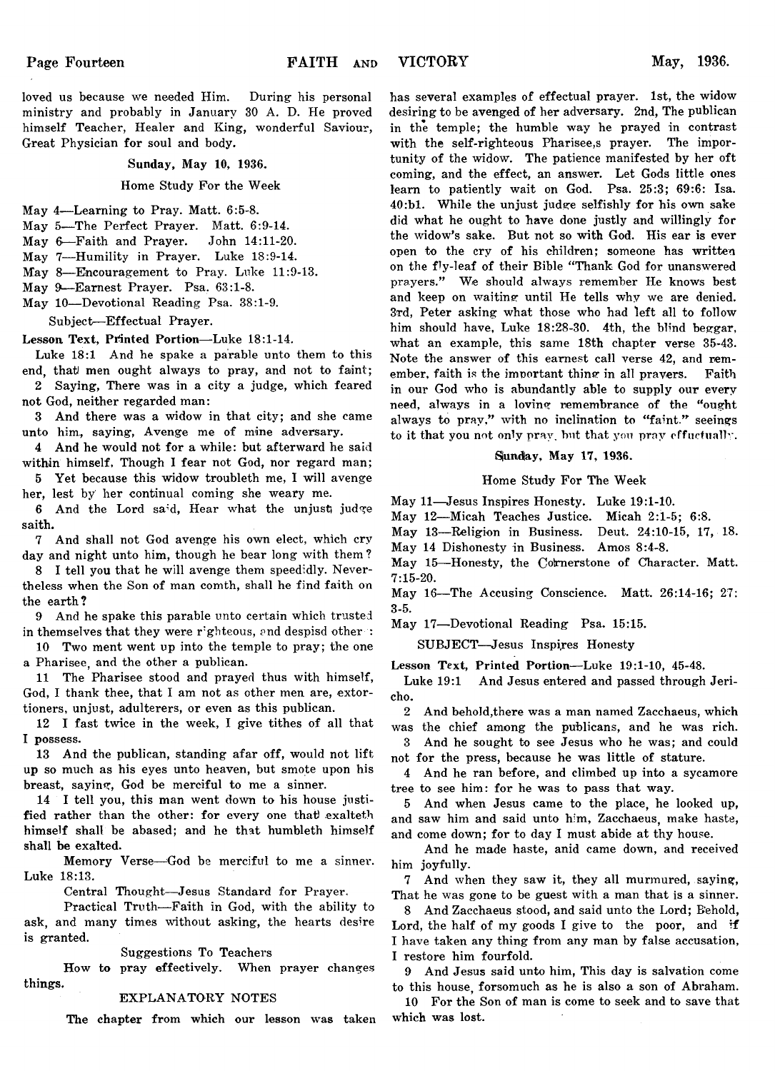loved us because we needed Him. During his personal ministry and probably in January 30 A. D. He proved himself Teacher, Healer and King, wonderful Saviour, Great Physician for soul and body.

### Sunday, May 10, 1936.

Home Study For the Week

May 4—Learning to Pray. Matt. 6:5-8.
May 5—The Perfect Prayer. Matt. 6:9-14.
May 6—Faith and Prayer. John 14:11-20.
May 7—Humility in Prayer. Luke 18:9-14.
May 8—Encouragement to Pray. Luke 11:9-13.
May 9—Earnest Prayer. Psa. 63:1-8.
May 10—Devotional Reading Psa. 38:1-9.

Subject—Effectual Prayer.

**Lesson Text, Printed Portion**—Luke 18:1-14.

Luke 18:1 And he spake a parable unto them to this end, that men ought always to pray, and not to faint;

2 Saying, There was in a city a judge, which feared not God, neither regarded man:

3 And there was a widow in that city; and she came unto him, saying, Avenge me of mine adversary.

4 And he would not for a while: but afterward he said within himself, Though I fear not God, nor regard man;

5 Yet because this widow troubleth me, I will avenge her, lest by her continual coming she weary me.

6 And the Lord said, Hear what the unjust judge saith.

7 And shall not God avenge his own elect, which cry day and night unto him, though he bear long with them?

8 I tell you that he will avenge them speedidly. Nevertheless when the Son of man comth, shall he find faith on the earth?

9 And he spake this parable unto certain which trusted in themselves that they were righteous, and despisd other :

10 Two ment went up into the temple to pray; the one a Pharisee, and the other a publican.

11 The Pharisee stood and prayed thus with himself, God, I thank thee, that I am not as other men are, extortioners, unjust, adulterers, or even as this publican.

12 I fast twice in the week, I give tithes of all that I possess.

13 And the publican, standing afar off, would not lift up so much as his eyes unto heaven, but smote upon his breast, saying, God be merciful to me a sinner.

14 I tell you, this man went down to his house justified rather than the other: for every one that exalteth himself shall be abased; and he that humbleth himself shall be exalted.

Memory Verse—God be merciful to me a sinner. Luke 18:13.

Central Thought—Jesus Standard for Prayer.

Practical Truth—Faith in God, with the ability to ask, and many times without asking, the hearts desire is granted.

Suggestions To Teachers

How to pray effectively. When prayer changes things.

EXPLANATORY NOTES

The chapter from which our lesson was taken has several examples of effectual prayer. 1st, the widow desiring to be avenged of her adversary. 2nd, The publican in the temple; the humble way he prayed in contrast with the self-righteous Pharisee,s prayer. The importunity of the widow. The patience manifested by her oft coming, and the effect, an answer. Let Gods little ones learn to patiently wait on God. Psa. 25:3; 69:6: Isa. 40:b1. While the unjust judge selfishly for his own sake did what he ought to have done justly and willingly for the widow's sake. But not so with God. His ear is ever open to the cry of his children; someone has written on the fly-leaf of their Bible "Thank God for unanswered prayers." We should always remember He knows best and keep on waiting until He tells why we are denied. 3rd, Peter asking what those who had left all to follow him should have, Luke 18:28-30. 4th, the blind beggar, what an example, this same 18th chapter verse 35-43. Note the answer of this earnest call verse 42, and remember, faith is the important thing in all prayers. Faith in our God who is abundantly able to supply our every need, always in a loving remembrance of the "ought always to pray," with no inclination to "faint." seeings to it that you not only pray, but that you pray effectually.

### Sunday, May 17, 1936.

Home Study For The Week

May 11—Jesus Inspires Honesty. Luke 19:1-10.
May 12—Micah Teaches Justice. Micah 2:1-5; 6:8.
May 13—Religion in Business. Deut. 24:10-15, 17, 18.
May 14 Dishonesty in Business. Amos 8:4-8.
May 15—Honesty, the Cornerstone of Character. Matt. 7:15-20.
May 16—The Accusing Conscience. Matt. 26:14-16; 27: 3-5.
May 17—Devotional Reading Psa. 15:15.

SUBJECT—Jesus Inspires Honesty

**Lesson Text, Printed Portion**—Luke 19:1-10, 45-48.

Luke 19:1 And Jesus entered and passed through Jericho.

2 And behold,there was a man named Zacchaeus, which was the chief among the publicans, and he was rich.

3 And he sought to see Jesus who he was; and could not for the press, because he was little of stature.

4 And he ran before, and climbed up into a sycamore tree to see him: for he was to pass that way.

5 And when Jesus came to the place, he looked up, and saw him and said unto him, Zacchaeus, make haste, and come down; for to day I must abide at thy house.

And he made haste, anid came down, and received him joyfully.

7 And when they saw it, they all murmured, saying, That he was gone to be guest with a man that is a sinner.

8 And Zacchaeus stood, and said unto the Lord; Behold, Lord, the half of my goods I give to the poor, and if I have taken any thing from any man by false accusation, I restore him fourfold.

9 And Jesus said unto him, This day is salvation come to this house, forsomuch as he is also a son of Abraham.

10 For the Son of man is come to seek and to save that which was lost.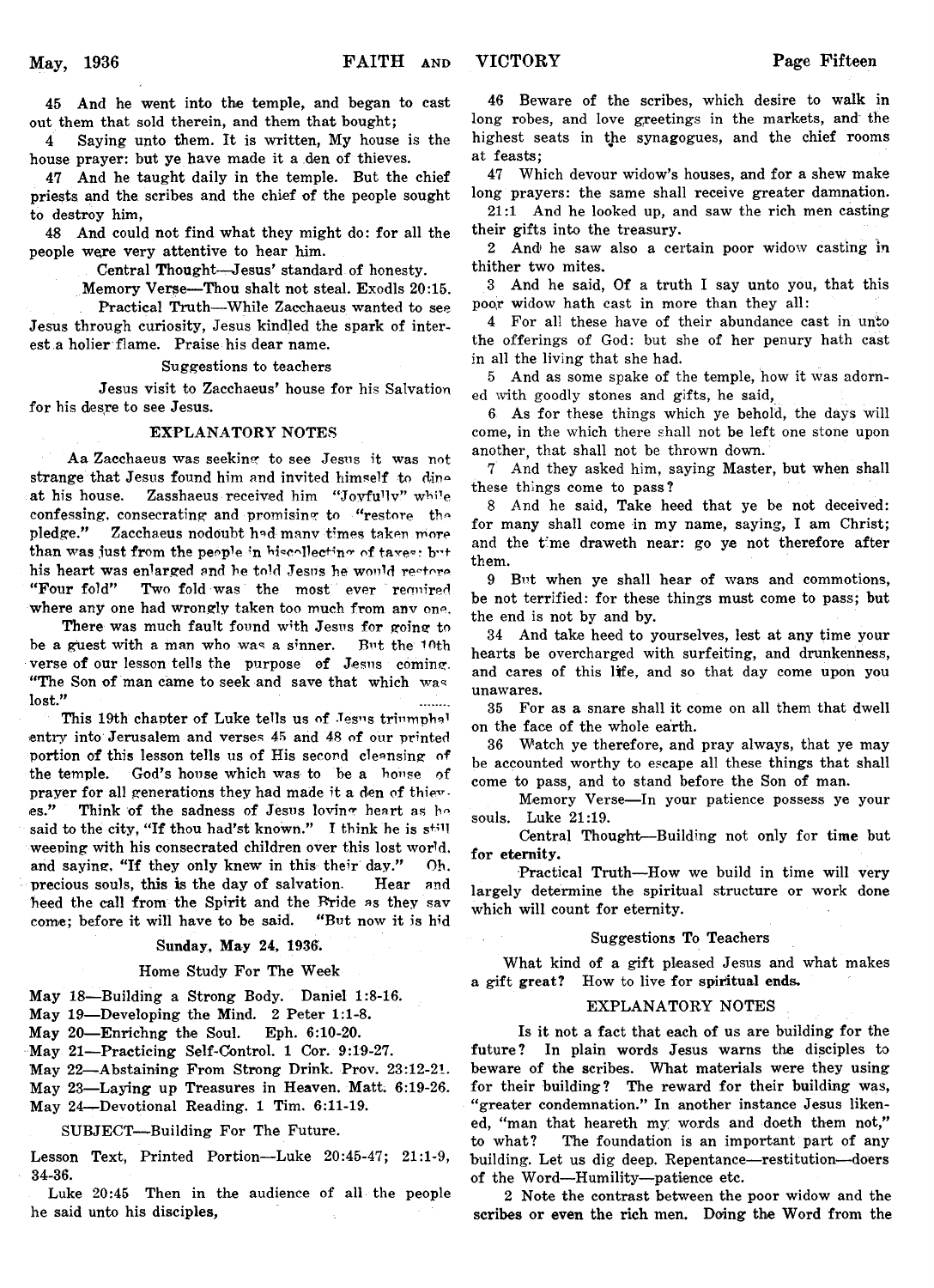45 And he went into the temple, and began to cast out them that sold therein, and them that bought;

4 Saying unto them. It is written, My house is the house prayer: but ye have made it a den of thieves.

47 And he taught daily in the temple. But the chief priests and the scribes and the chief of the people sought to destroy him,

48 And could not find what they might do: for all the people were very attentive to hear him.

Central Thought—Jesus' standard of honesty.

Memory Verse—Thou shalt not steal. Exodls 20:15.

Practical Truth—While Zacchaeus wanted to see Jesus through curiosity, Jesus kindled the spark of interest a holier flame. Praise his dear name.

Suggestions to teachers

Jesus visit to Zacchaeus' house for his Salvation for his desre to see Jesus.

EXPLANATORY NOTES

Aa Zacchaeus was seeking to see Jesus it was not strange that Jesus found him and invited himself to dine at his house. Zasshaeus received him "Joyfully" while confessing, consecrating and promising to "restore the pledge." Zacchaeus nodoubt had many times taken more than was just from the people in hiscollecting of taxes: but his heart was enlarged and he told Jesus he would restore "Four fold" Two fold was the most ever required where any one had wrongly taken too much from any one.

There was much fault found with Jesus for going to be a guest with a man who was a sinner. But the 10th verse of our lesson tells the purpose of Jesus coming. "The Son of man came to seek and save that which was lost."

This 19th chapter of Luke tells us of Jesus triumphal entry into Jerusalem and verses 45 and 48 of our printed portion of this lesson tells us of His second cleansing of the temple. God's house which was to be a house of prayer for all generations they had made it a den of thieves." Think of the sadness of Jesus loving heart as he said to the city, "If thou had'st known." I think he is still weeping with his consecrated children over this lost world, and saying, "If they only knew in this their day." Oh, precious souls, this is the day of salvation. Hear and heed the call from the Spirit and the Bride as they say come; before it will have to be said. "But now it is hid

**Sunday, May 24, 1936.**

Home Study For The Week

May 18—Building a Strong Body. Daniel 1:8-16.
May 19—Developing the Mind. 2 Peter 1:1-8.
May 20—Enrichng the Soul. Eph. 6:10-20.
May 21—Practicing Self-Control. 1 Cor. 9:19-27.
May 22—Abstaining From Strong Drink. Prov. 23:12-21.
May 23—Laying up Treasures in Heaven. Matt. 6:19-26.
May 24—Devotional Reading. 1 Tim. 6:11-19.

SUBJECT—Building For The Future.

Lesson Text, Printed Portion—Luke 20:45-47; 21:1-9, 34-36.

Luke 20:45 Then in the audience of all the people he said unto his disciples,

46 Beware of the scribes, which desire to walk in long robes, and love greetings in the markets, and the highest seats in the synagogues, and the chief rooms at feasts;

47 Which devour widow's houses, and for a shew make long prayers: the same shall receive greater damnation.

21:1 And he looked up, and saw the rich men casting their gifts into the treasury.

2 And he saw also a certain poor widow casting in thither two mites.

3 And he said, Of a truth I say unto you, that this poor widow hath cast in more than they all:

4 For all these have of their abundance cast in unto the offerings of God: but she of her penury hath cast in all the living that she had.

5 And as some spake of the temple, how it was adorned with goodly stones and gifts, he said,

6 As for these things which ye behold, the days will come, in the which there shall not be left one stone upon another, that shall not be thrown down.

7 And they asked him, saying Master, but when shall these things come to pass?

8 And he said, Take heed that ye be not deceived: for many shall come in my name, saying, I am Christ; and the time draweth near: go ye not therefore after them.

9 But when ye shall hear of wars and commotions, be not terrified: for these things must come to pass; but the end is not by and by.

34 And take heed to yourselves, lest at any time your hearts be overcharged with surfeiting, and drunkenness, and cares of this life, and so that day come upon you unawares.

35 For as a snare shall it come on all them that dwell on the face of the whole earth.

36 Watch ye therefore, and pray always, that ye may be accounted worthy to escape all these things that shall come to pass, and to stand before the Son of man.

Memory Verse—In your patience possess ye your souls. Luke 21:19.

Central Thought—Building not only for **time** but **for eternity.**

Practical Truth—How we build in time will very largely determine the spiritual structure or work done which will count for eternity.

Suggestions To Teachers

What kind of a gift pleased Jesus and what makes a gift **great?** How to live for **spiritual ends.**

EXPLANATORY NOTES

Is it not a fact that each of us are building for the future? In plain words Jesus warns the disciples to beware of the scribes. What materials were they using for their building? The reward for their building was, "greater condemnation." In another instance Jesus likened, "man that heareth my words and doeth them not," to what? The foundation is an important part of any building. Let us dig deep. Repentance—restitution—doers of the Word—Humility—patience etc.

2 Note the contrast between the poor widow and the **scribes or even the rich men. Doing the Word from the**